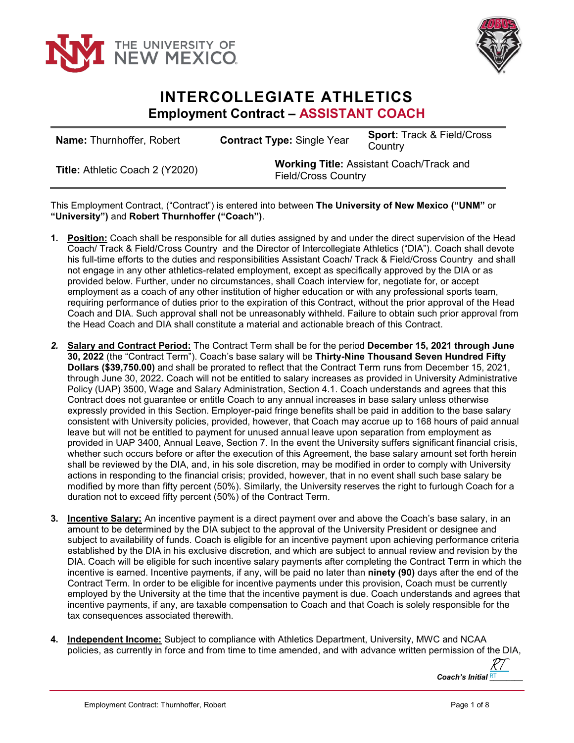# INTERCOLLEGIATE ATHLETICS

## Employment Contract – ASSISTANT COACH

| **Name:** Thurnhoffer, Robert | **Contract Type:** Single Year | **Sport:** Track & Field/Cross Country |
|---|---|---|
| **Title:** Athletic Coach 2 (Y2020) | **Working Title:** Assistant Coach/Track and Field/Cross Country | |

This Employment Contract, ("Contract") is entered into between **The University of New Mexico ("UNM"** or **"University")** and **Robert Thurnhoffer ("Coach")**.

1. **Position:** Coach shall be responsible for all duties assigned by and under the direct supervision of the Head Coach/ Track & Field/Cross Country and the Director of Intercollegiate Athletics ("DIA"). Coach shall devote his full-time efforts to the duties and responsibilities Assistant Coach/ Track & Field/Cross Country and shall not engage in any other athletics-related employment, except as specifically approved by the DIA or as provided below. Further, under no circumstances, shall Coach interview for, negotiate for, or accept employment as a coach of any other institution of higher education or with any professional sports team, requiring performance of duties prior to the expiration of this Contract, without the prior approval of the Head Coach and DIA. Such approval shall not be unreasonably withheld. Failure to obtain such prior approval from the Head Coach and DIA shall constitute a material and actionable breach of this Contract.

2. **Salary and Contract Period:** The Contract Term shall be for the period **December 15, 2021 through June 30, 2022** (the "Contract Term"). Coach's base salary will be **Thirty-Nine Thousand Seven Hundred Fifty Dollars ($39,750.00)** and shall be prorated to reflect that the Contract Term runs from December 15, 2021, through June 30, 2022**.** Coach will not be entitled to salary increases as provided in University Administrative Policy (UAP) 3500, Wage and Salary Administration, Section 4.1. Coach understands and agrees that this Contract does not guarantee or entitle Coach to any annual increases in base salary unless otherwise expressly provided in this Section. Employer-paid fringe benefits shall be paid in addition to the base salary consistent with University policies, provided, however, that Coach may accrue up to 168 hours of paid annual leave but will not be entitled to payment for unused annual leave upon separation from employment as provided in UAP 3400, Annual Leave, Section 7. In the event the University suffers significant financial crisis, whether such occurs before or after the execution of this Agreement, the base salary amount set forth herein shall be reviewed by the DIA, and, in his sole discretion, may be modified in order to comply with University actions in responding to the financial crisis; provided, however, that in no event shall such base salary be modified by more than fifty percent (50%). Similarly, the University reserves the right to furlough Coach for a duration not to exceed fifty percent (50%) of the Contract Term.

3. **Incentive Salary:** An incentive payment is a direct payment over and above the Coach's base salary, in an amount to be determined by the DIA subject to the approval of the University President or designee and subject to availability of funds. Coach is eligible for an incentive payment upon achieving performance criteria established by the DIA in his exclusive discretion, and which are subject to annual review and revision by the DIA. Coach will be eligible for such incentive salary payments after completing the Contract Term in which the incentive is earned. Incentive payments, if any, will be paid no later than **ninety (90)** days after the end of the Contract Term. In order to be eligible for incentive payments under this provision, Coach must be currently employed by the University at the time that the incentive payment is due. Coach understands and agrees that incentive payments, if any, are taxable compensation to Coach and that Coach is solely responsible for the tax consequences associated therewith.

4. **Independent Income:** Subject to compliance with Athletics Department, University, MWC and NCAA policies, as currently in force and from time to time amended, and with advance written permission of the DIA,

*Coach's Initial* RT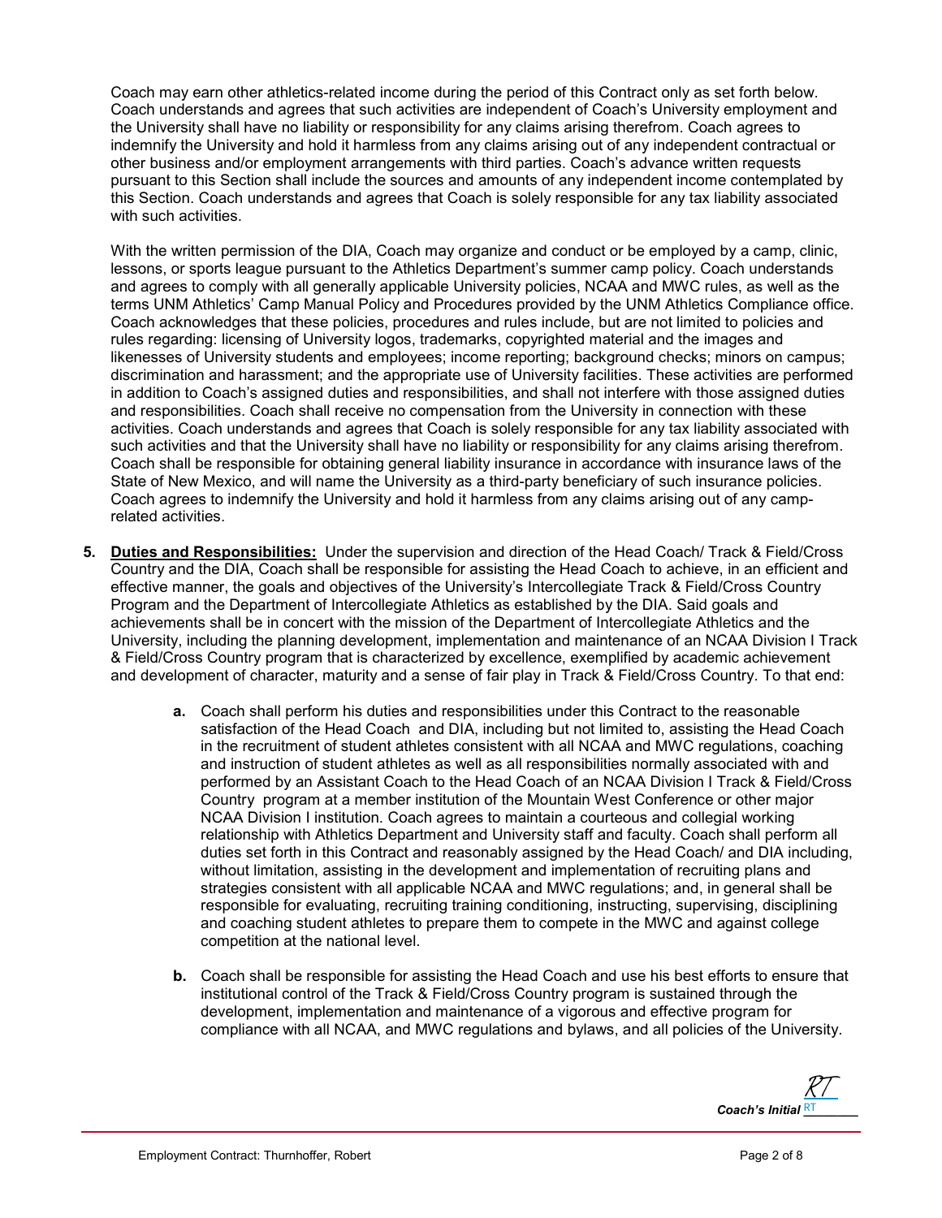Coach may earn other athletics-related income during the period of this Contract only as set forth below. Coach understands and agrees that such activities are independent of Coach's University employment and the University shall have no liability or responsibility for any claims arising therefrom. Coach agrees to indemnify the University and hold it harmless from any claims arising out of any independent contractual or other business and/or employment arrangements with third parties. Coach's advance written requests pursuant to this Section shall include the sources and amounts of any independent income contemplated by this Section. Coach understands and agrees that Coach is solely responsible for any tax liability associated with such activities.

With the written permission of the DIA, Coach may organize and conduct or be employed by a camp, clinic, lessons, or sports league pursuant to the Athletics Department's summer camp policy. Coach understands and agrees to comply with all generally applicable University policies, NCAA and MWC rules, as well as the terms UNM Athletics' Camp Manual Policy and Procedures provided by the UNM Athletics Compliance office. Coach acknowledges that these policies, procedures and rules include, but are not limited to policies and rules regarding: licensing of University logos, trademarks, copyrighted material and the images and likenesses of University students and employees; income reporting; background checks; minors on campus; discrimination and harassment; and the appropriate use of University facilities. These activities are performed in addition to Coach's assigned duties and responsibilities, and shall not interfere with those assigned duties and responsibilities. Coach shall receive no compensation from the University in connection with these activities. Coach understands and agrees that Coach is solely responsible for any tax liability associated with such activities and that the University shall have no liability or responsibility for any claims arising therefrom. Coach shall be responsible for obtaining general liability insurance in accordance with insurance laws of the State of New Mexico, and will name the University as a third-party beneficiary of such insurance policies. Coach agrees to indemnify the University and hold it harmless from any claims arising out of any camp-related activities.

5. **<u>Duties and Responsibilities:</u>** Under the supervision and direction of the Head Coach/ Track & Field/Cross Country and the DIA, Coach shall be responsible for assisting the Head Coach to achieve, in an efficient and effective manner, the goals and objectives of the University's Intercollegiate Track & Field/Cross Country Program and the Department of Intercollegiate Athletics as established by the DIA. Said goals and achievements shall be in concert with the mission of the Department of Intercollegiate Athletics and the University, including the planning development, implementation and maintenance of an NCAA Division I Track & Field/Cross Country program that is characterized by excellence, exemplified by academic achievement and development of character, maturity and a sense of fair play in Track & Field/Cross Country. To that end:

   **a.** Coach shall perform his duties and responsibilities under this Contract to the reasonable satisfaction of the Head Coach and DIA, including but not limited to, assisting the Head Coach in the recruitment of student athletes consistent with all NCAA and MWC regulations, coaching and instruction of student athletes as well as all responsibilities normally associated with and performed by an Assistant Coach to the Head Coach of an NCAA Division I Track & Field/Cross Country program at a member institution of the Mountain West Conference or other major NCAA Division I institution. Coach agrees to maintain a courteous and collegial working relationship with Athletics Department and University staff and faculty. Coach shall perform all duties set forth in this Contract and reasonably assigned by the Head Coach/ and DIA including, without limitation, assisting in the development and implementation of recruiting plans and strategies consistent with all applicable NCAA and MWC regulations; and, in general shall be responsible for evaluating, recruiting training conditioning, instructing, supervising, disciplining and coaching student athletes to prepare them to compete in the MWC and against college competition at the national level.

   **b.** Coach shall be responsible for assisting the Head Coach and use his best efforts to ensure that institutional control of the Track & Field/Cross Country program is sustained through the development, implementation and maintenance of a vigorous and effective program for compliance with all NCAA, and MWC regulations and bylaws, and all policies of the University.

*Coach's Initial* RT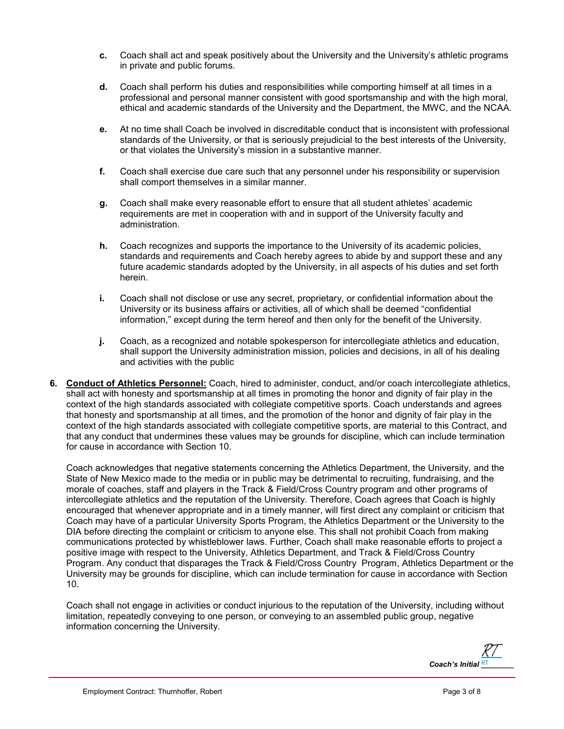**c.** Coach shall act and speak positively about the University and the University's athletic programs in private and public forums.

**d.** Coach shall perform his duties and responsibilities while comporting himself at all times in a professional and personal manner consistent with good sportsmanship and with the high moral, ethical and academic standards of the University and the Department, the MWC, and the NCAA.

**e.** At no time shall Coach be involved in discreditable conduct that is inconsistent with professional standards of the University, or that is seriously prejudicial to the best interests of the University, or that violates the University's mission in a substantive manner.

**f.** Coach shall exercise due care such that any personnel under his responsibility or supervision shall comport themselves in a similar manner.

**g.** Coach shall make every reasonable effort to ensure that all student athletes' academic requirements are met in cooperation with and in support of the University faculty and administration.

**h.** Coach recognizes and supports the importance to the University of its academic policies, standards and requirements and Coach hereby agrees to abide by and support these and any future academic standards adopted by the University, in all aspects of his duties and set forth herein.

**i.** Coach shall not disclose or use any secret, proprietary, or confidential information about the University or its business affairs or activities, all of which shall be deemed "confidential information," except during the term hereof and then only for the benefit of the University.

**j.** Coach, as a recognized and notable spokesperson for intercollegiate athletics and education, shall support the University administration mission, policies and decisions, in all of his dealing and activities with the public

**6. Conduct of Athletics Personnel:** Coach, hired to administer, conduct, and/or coach intercollegiate athletics, shall act with honesty and sportsmanship at all times in promoting the honor and dignity of fair play in the context of the high standards associated with collegiate competitive sports. Coach understands and agrees that honesty and sportsmanship at all times, and the promotion of the honor and dignity of fair play in the context of the high standards associated with collegiate competitive sports, are material to this Contract, and that any conduct that undermines these values may be grounds for discipline, which can include termination for cause in accordance with Section 10.

Coach acknowledges that negative statements concerning the Athletics Department, the University, and the State of New Mexico made to the media or in public may be detrimental to recruiting, fundraising, and the morale of coaches, staff and players in the Track & Field/Cross Country program and other programs of intercollegiate athletics and the reputation of the University. Therefore, Coach agrees that Coach is highly encouraged that whenever appropriate and in a timely manner, will first direct any complaint or criticism that Coach may have of a particular University Sports Program, the Athletics Department or the University to the DIA before directing the complaint or criticism to anyone else. This shall not prohibit Coach from making communications protected by whistleblower laws. Further, Coach shall make reasonable efforts to project a positive image with respect to the University, Athletics Department, and Track & Field/Cross Country Program. Any conduct that disparages the Track & Field/Cross Country Program, Athletics Department or the University may be grounds for discipline, which can include termination for cause in accordance with Section 10.

Coach shall not engage in activities or conduct injurious to the reputation of the University, including without limitation, repeatedly conveying to one person, or conveying to an assembled public group, negative information concerning the University.

*Coach's Initial* RT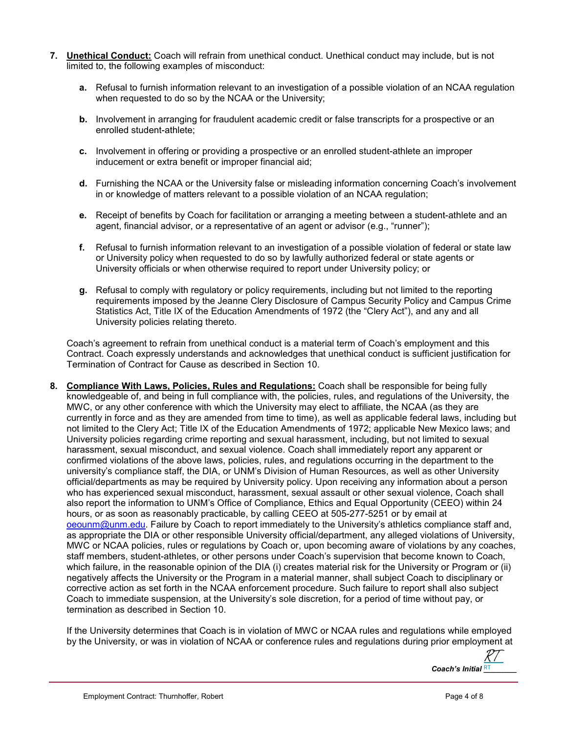7. **Unethical Conduct:** Coach will refrain from unethical conduct. Unethical conduct may include, but is not limited to, the following examples of misconduct:

   a. Refusal to furnish information relevant to an investigation of a possible violation of an NCAA regulation when requested to do so by the NCAA or the University;

   b. Involvement in arranging for fraudulent academic credit or false transcripts for a prospective or an enrolled student-athlete;

   c. Involvement in offering or providing a prospective or an enrolled student-athlete an improper inducement or extra benefit or improper financial aid;

   d. Furnishing the NCAA or the University false or misleading information concerning Coach's involvement in or knowledge of matters relevant to a possible violation of an NCAA regulation;

   e. Receipt of benefits by Coach for facilitation or arranging a meeting between a student-athlete and an agent, financial advisor, or a representative of an agent or advisor (e.g., "runner");

   f. Refusal to furnish information relevant to an investigation of a possible violation of federal or state law or University policy when requested to do so by lawfully authorized federal or state agents or University officials or when otherwise required to report under University policy; or

   g. Refusal to comply with regulatory or policy requirements, including but not limited to the reporting requirements imposed by the Jeanne Clery Disclosure of Campus Security Policy and Campus Crime Statistics Act, Title IX of the Education Amendments of 1972 (the "Clery Act"), and any and all University policies relating thereto.

   Coach's agreement to refrain from unethical conduct is a material term of Coach's employment and this Contract. Coach expressly understands and acknowledges that unethical conduct is sufficient justification for Termination of Contract for Cause as described in Section 10.

8. **Compliance With Laws, Policies, Rules and Regulations:** Coach shall be responsible for being fully knowledgeable of, and being in full compliance with, the policies, rules, and regulations of the University, the MWC, or any other conference with which the University may elect to affiliate, the NCAA (as they are currently in force and as they are amended from time to time), as well as applicable federal laws, including but not limited to the Clery Act; Title IX of the Education Amendments of 1972; applicable New Mexico laws; and University policies regarding crime reporting and sexual harassment, including, but not limited to sexual harassment, sexual misconduct, and sexual violence. Coach shall immediately report any apparent or confirmed violations of the above laws, policies, rules, and regulations occurring in the department to the university's compliance staff, the DIA, or UNM's Division of Human Resources, as well as other University official/departments as may be required by University policy. Upon receiving any information about a person who has experienced sexual misconduct, harassment, sexual assault or other sexual violence, Coach shall also report the information to UNM's Office of Compliance, Ethics and Equal Opportunity (CEEO) within 24 hours, or as soon as reasonably practicable, by calling CEEO at 505-277-5251 or by email at oeounm@unm.edu. Failure by Coach to report immediately to the University's athletics compliance staff and, as appropriate the DIA or other responsible University official/department, any alleged violations of University, MWC or NCAA policies, rules or regulations by Coach or, upon becoming aware of violations by any coaches, staff members, student-athletes, or other persons under Coach's supervision that become known to Coach, which failure, in the reasonable opinion of the DIA (i) creates material risk for the University or Program or (ii) negatively affects the University or the Program in a material manner, shall subject Coach to disciplinary or corrective action as set forth in the NCAA enforcement procedure. Such failure to report shall also subject Coach to immediate suspension, at the University's sole discretion, for a period of time without pay, or termination as described in Section 10.

   If the University determines that Coach is in violation of MWC or NCAA rules and regulations while employed by the University, or was in violation of NCAA or conference rules and regulations during prior employment at

*Coach's Initial* RT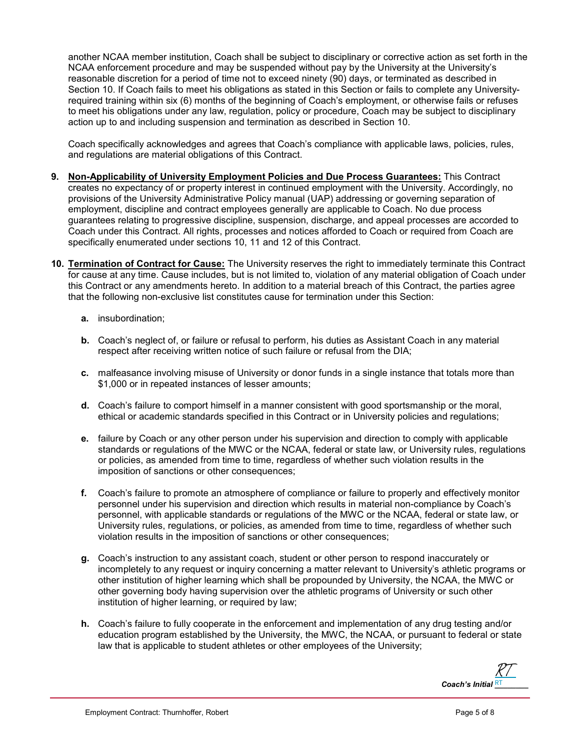another NCAA member institution, Coach shall be subject to disciplinary or corrective action as set forth in the NCAA enforcement procedure and may be suspended without pay by the University at the University's reasonable discretion for a period of time not to exceed ninety (90) days, or terminated as described in Section 10. If Coach fails to meet his obligations as stated in this Section or fails to complete any University-required training within six (6) months of the beginning of Coach's employment, or otherwise fails or refuses to meet his obligations under any law, regulation, policy or procedure, Coach may be subject to disciplinary action up to and including suspension and termination as described in Section 10.

Coach specifically acknowledges and agrees that Coach's compliance with applicable laws, policies, rules, and regulations are material obligations of this Contract.

**9. <u>Non-Applicability of University Employment Policies and Due Process Guarantees:</u>** This Contract creates no expectancy of or property interest in continued employment with the University. Accordingly, no provisions of the University Administrative Policy manual (UAP) addressing or governing separation of employment, discipline and contract employees generally are applicable to Coach. No due process guarantees relating to progressive discipline, suspension, discharge, and appeal processes are accorded to Coach under this Contract. All rights, processes and notices afforded to Coach or required from Coach are specifically enumerated under sections 10, 11 and 12 of this Contract.

**10. <u>Termination of Contract for Cause:</u>** The University reserves the right to immediately terminate this Contract for cause at any time. Cause includes, but is not limited to, violation of any material obligation of Coach under this Contract or any amendments hereto. In addition to a material breach of this Contract, the parties agree that the following non-exclusive list constitutes cause for termination under this Section:

**a.** insubordination;

**b.** Coach's neglect of, or failure or refusal to perform, his duties as Assistant Coach in any material respect after receiving written notice of such failure or refusal from the DIA;

**c.** malfeasance involving misuse of University or donor funds in a single instance that totals more than $1,000 or in repeated instances of lesser amounts;

**d.** Coach's failure to comport himself in a manner consistent with good sportsmanship or the moral, ethical or academic standards specified in this Contract or in University policies and regulations;

**e.** failure by Coach or any other person under his supervision and direction to comply with applicable standards or regulations of the MWC or the NCAA, federal or state law, or University rules, regulations or policies, as amended from time to time, regardless of whether such violation results in the imposition of sanctions or other consequences;

**f.** Coach's failure to promote an atmosphere of compliance or failure to properly and effectively monitor personnel under his supervision and direction which results in material non-compliance by Coach's personnel, with applicable standards or regulations of the MWC or the NCAA, federal or state law, or University rules, regulations, or policies, as amended from time to time, regardless of whether such violation results in the imposition of sanctions or other consequences;

**g.** Coach's instruction to any assistant coach, student or other person to respond inaccurately or incompletely to any request or inquiry concerning a matter relevant to University's athletic programs or other institution of higher learning which shall be propounded by University, the NCAA, the MWC or other governing body having supervision over the athletic programs of University or such other institution of higher learning, or required by law;

**h.** Coach's failure to fully cooperate in the enforcement and implementation of any drug testing and/or education program established by the University, the MWC, the NCAA, or pursuant to federal or state law that is applicable to student athletes or other employees of the University;

***Coach's Initial*** RT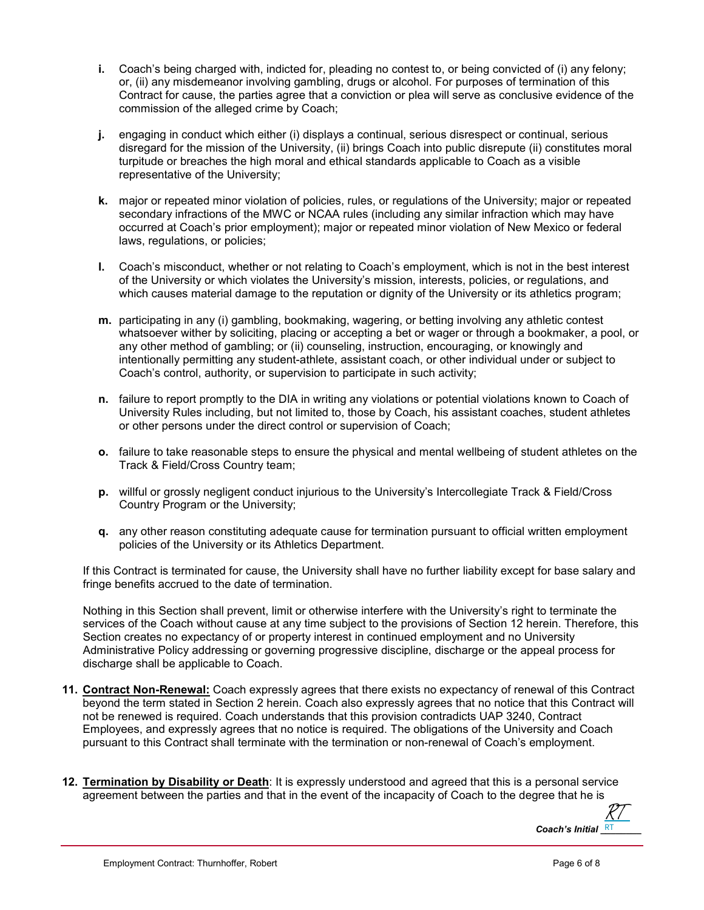- **i.** Coach's being charged with, indicted for, pleading no contest to, or being convicted of (i) any felony; or, (ii) any misdemeanor involving gambling, drugs or alcohol. For purposes of termination of this Contract for cause, the parties agree that a conviction or plea will serve as conclusive evidence of the commission of the alleged crime by Coach;

- **j.** engaging in conduct which either (i) displays a continual, serious disrespect or continual, serious disregard for the mission of the University, (ii) brings Coach into public disrepute (ii) constitutes moral turpitude or breaches the high moral and ethical standards applicable to Coach as a visible representative of the University;

- **k.** major or repeated minor violation of policies, rules, or regulations of the University; major or repeated secondary infractions of the MWC or NCAA rules (including any similar infraction which may have occurred at Coach's prior employment); major or repeated minor violation of New Mexico or federal laws, regulations, or policies;

- **l.** Coach's misconduct, whether or not relating to Coach's employment, which is not in the best interest of the University or which violates the University's mission, interests, policies, or regulations, and which causes material damage to the reputation or dignity of the University or its athletics program;

- **m.** participating in any (i) gambling, bookmaking, wagering, or betting involving any athletic contest whatsoever wither by soliciting, placing or accepting a bet or wager or through a bookmaker, a pool, or any other method of gambling; or (ii) counseling, instruction, encouraging, or knowingly and intentionally permitting any student-athlete, assistant coach, or other individual under or subject to Coach's control, authority, or supervision to participate in such activity;

- **n.** failure to report promptly to the DIA in writing any violations or potential violations known to Coach of University Rules including, but not limited to, those by Coach, his assistant coaches, student athletes or other persons under the direct control or supervision of Coach;

- **o.** failure to take reasonable steps to ensure the physical and mental wellbeing of student athletes on the Track & Field/Cross Country team;

- **p.** willful or grossly negligent conduct injurious to the University's Intercollegiate Track & Field/Cross Country Program or the University;

- **q.** any other reason constituting adequate cause for termination pursuant to official written employment policies of the University or its Athletics Department.

If this Contract is terminated for cause, the University shall have no further liability except for base salary and fringe benefits accrued to the date of termination.

Nothing in this Section shall prevent, limit or otherwise interfere with the University's right to terminate the services of the Coach without cause at any time subject to the provisions of Section 12 herein. Therefore, this Section creates no expectancy of or property interest in continued employment and no University Administrative Policy addressing or governing progressive discipline, discharge or the appeal process for discharge shall be applicable to Coach.

11. **Contract Non-Renewal:** Coach expressly agrees that there exists no expectancy of renewal of this Contract beyond the term stated in Section 2 herein. Coach also expressly agrees that no notice that this Contract will not be renewed is required. Coach understands that this provision contradicts UAP 3240, Contract Employees, and expressly agrees that no notice is required. The obligations of the University and Coach pursuant to this Contract shall terminate with the termination or non-renewal of Coach's employment.

12. **Termination by Disability or Death**: It is expressly understood and agreed that this is a personal service agreement between the parties and that in the event of the incapacity of Coach to the degree that he is

*Coach's Initial* RT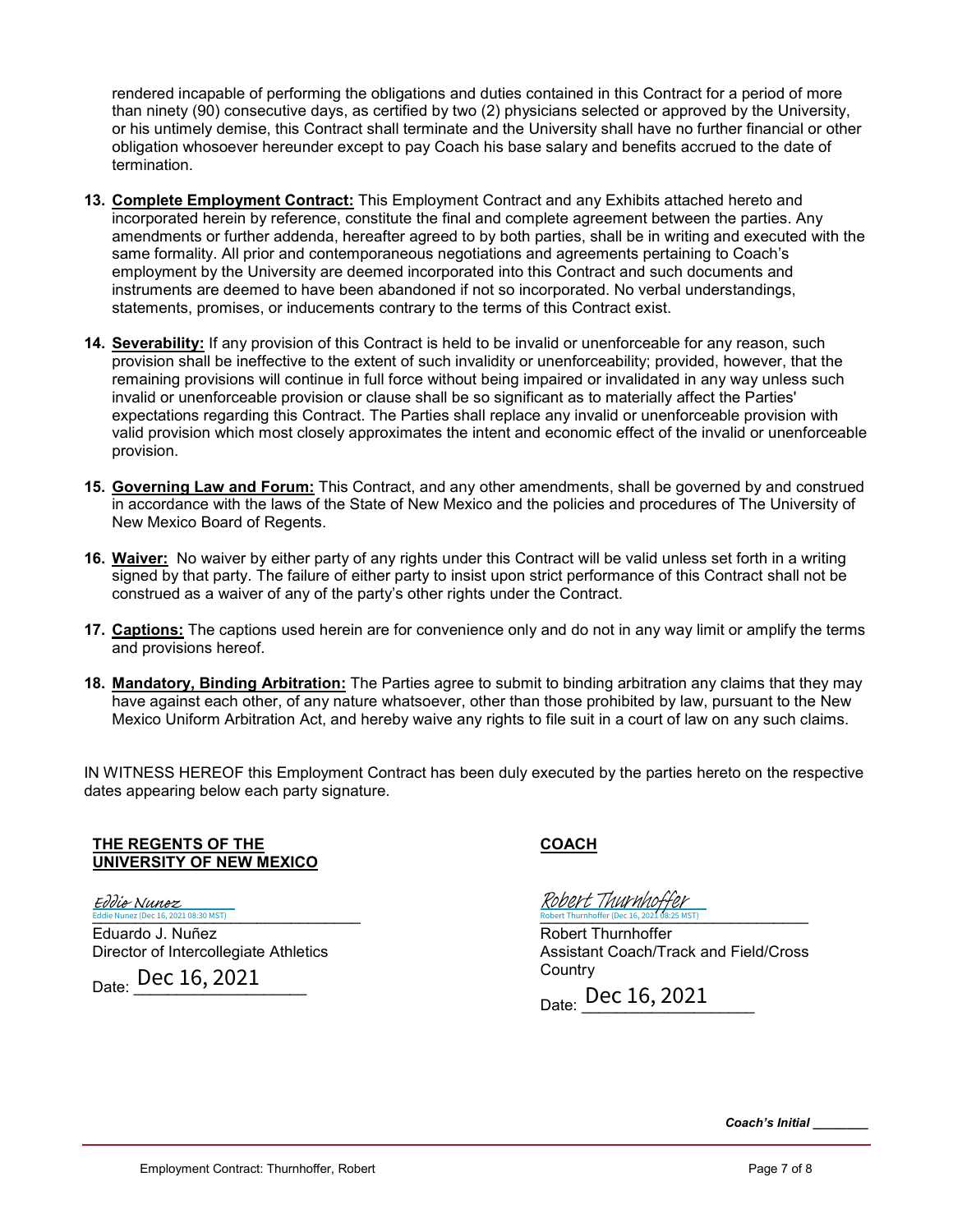rendered incapable of performing the obligations and duties contained in this Contract for a period of more than ninety (90) consecutive days, as certified by two (2) physicians selected or approved by the University, or his untimely demise, this Contract shall terminate and the University shall have no further financial or other obligation whosoever hereunder except to pay Coach his base salary and benefits accrued to the date of termination.

13. **Complete Employment Contract:** This Employment Contract and any Exhibits attached hereto and incorporated herein by reference, constitute the final and complete agreement between the parties. Any amendments or further addenda, hereafter agreed to by both parties, shall be in writing and executed with the same formality. All prior and contemporaneous negotiations and agreements pertaining to Coach's employment by the University are deemed incorporated into this Contract and such documents and instruments are deemed to have been abandoned if not so incorporated. No verbal understandings, statements, promises, or inducements contrary to the terms of this Contract exist.

14. **Severability:** If any provision of this Contract is held to be invalid or unenforceable for any reason, such provision shall be ineffective to the extent of such invalidity or unenforceability; provided, however, that the remaining provisions will continue in full force without being impaired or invalidated in any way unless such invalid or unenforceable provision or clause shall be so significant as to materially affect the Parties' expectations regarding this Contract. The Parties shall replace any invalid or unenforceable provision with valid provision which most closely approximates the intent and economic effect of the invalid or unenforceable provision.

15. **Governing Law and Forum:** This Contract, and any other amendments, shall be governed by and construed in accordance with the laws of the State of New Mexico and the policies and procedures of The University of New Mexico Board of Regents.

16. **Waiver:** No waiver by either party of any rights under this Contract will be valid unless set forth in a writing signed by that party. The failure of either party to insist upon strict performance of this Contract shall not be construed as a waiver of any of the party's other rights under the Contract.

17. **Captions:** The captions used herein are for convenience only and do not in any way limit or amplify the terms and provisions hereof.

18. **Mandatory, Binding Arbitration:** The Parties agree to submit to binding arbitration any claims that they may have against each other, of any nature whatsoever, other than those prohibited by law, pursuant to the New Mexico Uniform Arbitration Act, and hereby waive any rights to file suit in a court of law on any such claims.

IN WITNESS HEREOF this Employment Contract has been duly executed by the parties hereto on the respective dates appearing below each party signature.

**THE REGENTS OF THE UNIVERSITY OF NEW MEXICO**

Eddie Nunez
Eddie Nunez (Dec 16, 2021 08:30 MST)

Eduardo J. Nuñez
Director of Intercollegiate Athletics

Date: Dec 16, 2021

**COACH**

Robert Thurnhoffer
Robert Thurnhoffer (Dec 16, 2021 08:25 MST)

Robert Thurnhoffer
Assistant Coach/Track and Field/Cross Country

Date: Dec 16, 2021

*Coach's Initial* ________